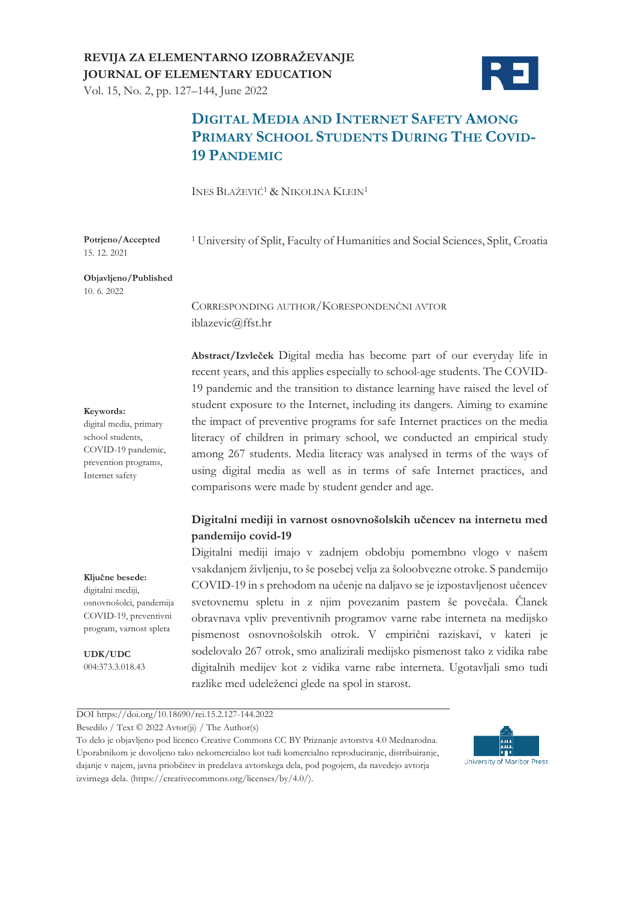**REVIJA ZA ELEMENTARNO IZOBRAŽEVANJE**
**JOURNAL OF ELEMENTARY EDUCATION**
Vol. 15, No. 2, pp. 127–144, June 2022

# Digital Media and Internet Safety Among Primary School Students During The COVID-19 Pandemic

Ines Blažević[1] & Nikolina Klein[1]

**Potrjeno/Accepted**
15. 12. 2021

**Objavljeno/Published**
10. 6. 2022

[1] University of Split, Faculty of Humanities and Social Sciences, Split, Croatia

Corresponding author/Korespondenčni avtor
iblazevic@ffst.hr

**Keywords:**
digital media, primary school students, COVID-19 pandemic, prevention programs, Internet safety

**Abstract/Izvleček** Digital media has become part of our everyday life in recent years, and this applies especially to school-age students. The COVID-19 pandemic and the transition to distance learning have raised the level of student exposure to the Internet, including its dangers. Aiming to examine the impact of preventive programs for safe Internet practices on the media literacy of children in primary school, we conducted an empirical study among 267 students. Media literacy was analysed in terms of the ways of using digital media as well as in terms of safe Internet practices, and comparisons were made by student gender and age.

**Ključne besede:**
digitalni mediji, osnovnošolci, pandemija COVID-19, preventivni program, varnost spleta

**UDK/UDC**
004:373.3.018.43

**Digitalni mediji in varnost osnovnošolskih učencev na internetu med pandemijo covid-19**

Digitalni mediji imajo v zadnjem obdobju pomembno vlogo v našem vsakdanjem življenju, to še posebej velja za šoloobvezne otroke. S pandemijo COVID-19 in s prehodom na učenje na daljavo se je izpostavljenost učencev svetovnemu spletu in z njim povezanim pastem še povečala. Članek obravnava vpliv preventivnih programov varne rabe interneta na medijsko pismenost osnovnošolskih otrok. V empirični raziskavi, v kateri je sodelovalo 267 otrok, smo analizirali medijsko pismenost tako z vidika rabe digitalnih medijev kot z vidika varne rabe interneta. Ugotavljali smo tudi razlike med udeleženci glede na spol in starost.

DOI https://doi.org/10.18690/rei.15.2.127-144.2022
Besedilo / Text © 2022 Avtor(ji) / The Author(s)
To delo je objavljeno pod licenco Creative Commons CC BY Priznanje avtorstva 4.0 Mednarodna. Uporabnikom je dovoljeno tako nekomercialno kot tudi komercialno reproduciranje, distribuiranje, dajanje v najem, javna priobčitev in predelava avtorskega dela, pod pogojem, da navedejo avtorja izvirnega dela. (https://creativecommons.org/licenses/by/4.0/).

University of Maribor Press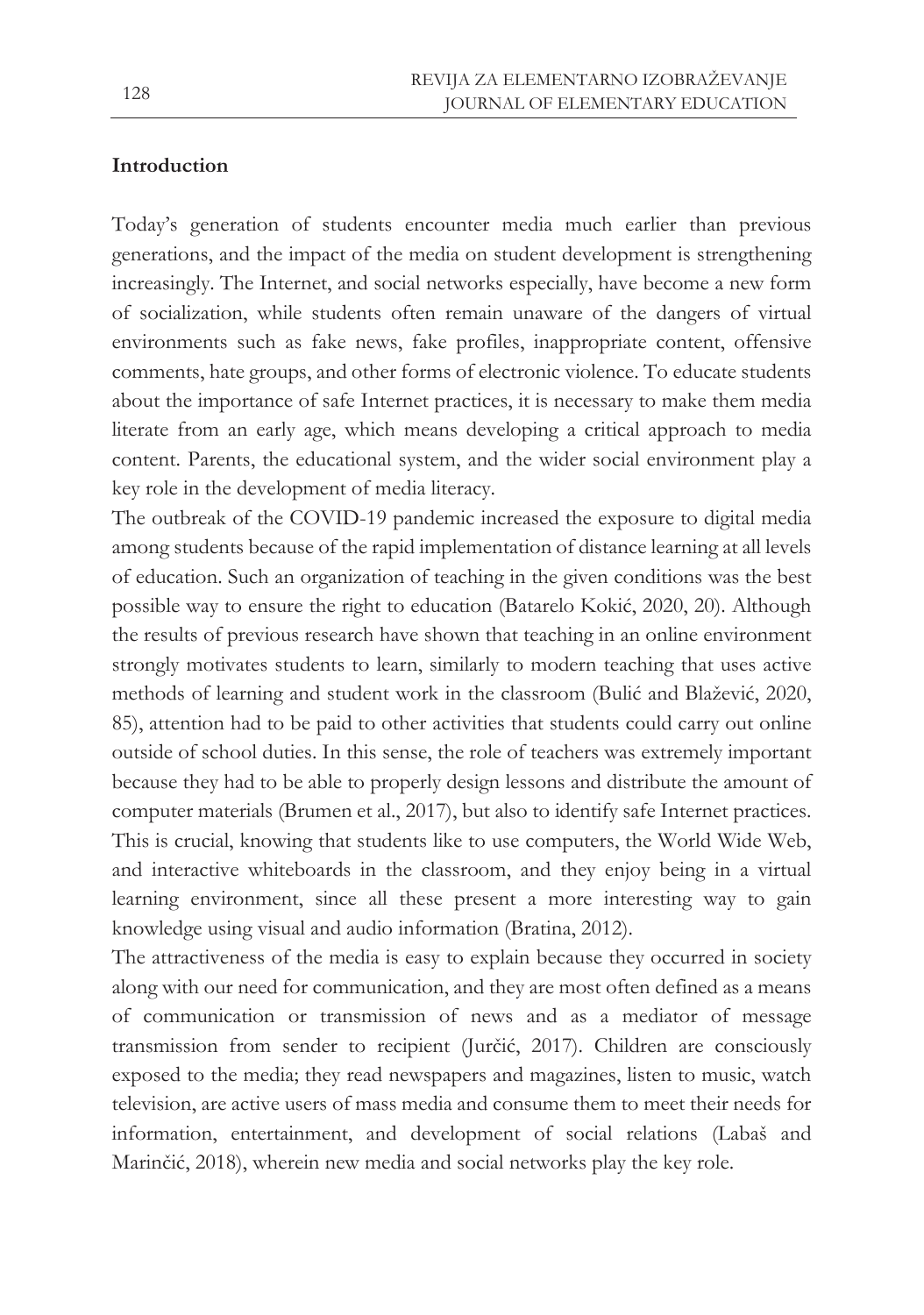## Introduction

Today's generation of students encounter media much earlier than previous generations, and the impact of the media on student development is strengthening increasingly. The Internet, and social networks especially, have become a new form of socialization, while students often remain unaware of the dangers of virtual environments such as fake news, fake profiles, inappropriate content, offensive comments, hate groups, and other forms of electronic violence. To educate students about the importance of safe Internet practices, it is necessary to make them media literate from an early age, which means developing a critical approach to media content. Parents, the educational system, and the wider social environment play a key role in the development of media literacy.

The outbreak of the COVID-19 pandemic increased the exposure to digital media among students because of the rapid implementation of distance learning at all levels of education. Such an organization of teaching in the given conditions was the best possible way to ensure the right to education (Batarelo Kokić, 2020, 20). Although the results of previous research have shown that teaching in an online environment strongly motivates students to learn, similarly to modern teaching that uses active methods of learning and student work in the classroom (Bulić and Blažević, 2020, 85), attention had to be paid to other activities that students could carry out online outside of school duties. In this sense, the role of teachers was extremely important because they had to be able to properly design lessons and distribute the amount of computer materials (Brumen et al., 2017), but also to identify safe Internet practices. This is crucial, knowing that students like to use computers, the World Wide Web, and interactive whiteboards in the classroom, and they enjoy being in a virtual learning environment, since all these present a more interesting way to gain knowledge using visual and audio information (Bratina, 2012).

The attractiveness of the media is easy to explain because they occurred in society along with our need for communication, and they are most often defined as a means of communication or transmission of news and as a mediator of message transmission from sender to recipient (Jurčić, 2017). Children are consciously exposed to the media; they read newspapers and magazines, listen to music, watch television, are active users of mass media and consume them to meet their needs for information, entertainment, and development of social relations (Labaš and Marinčić, 2018), wherein new media and social networks play the key role.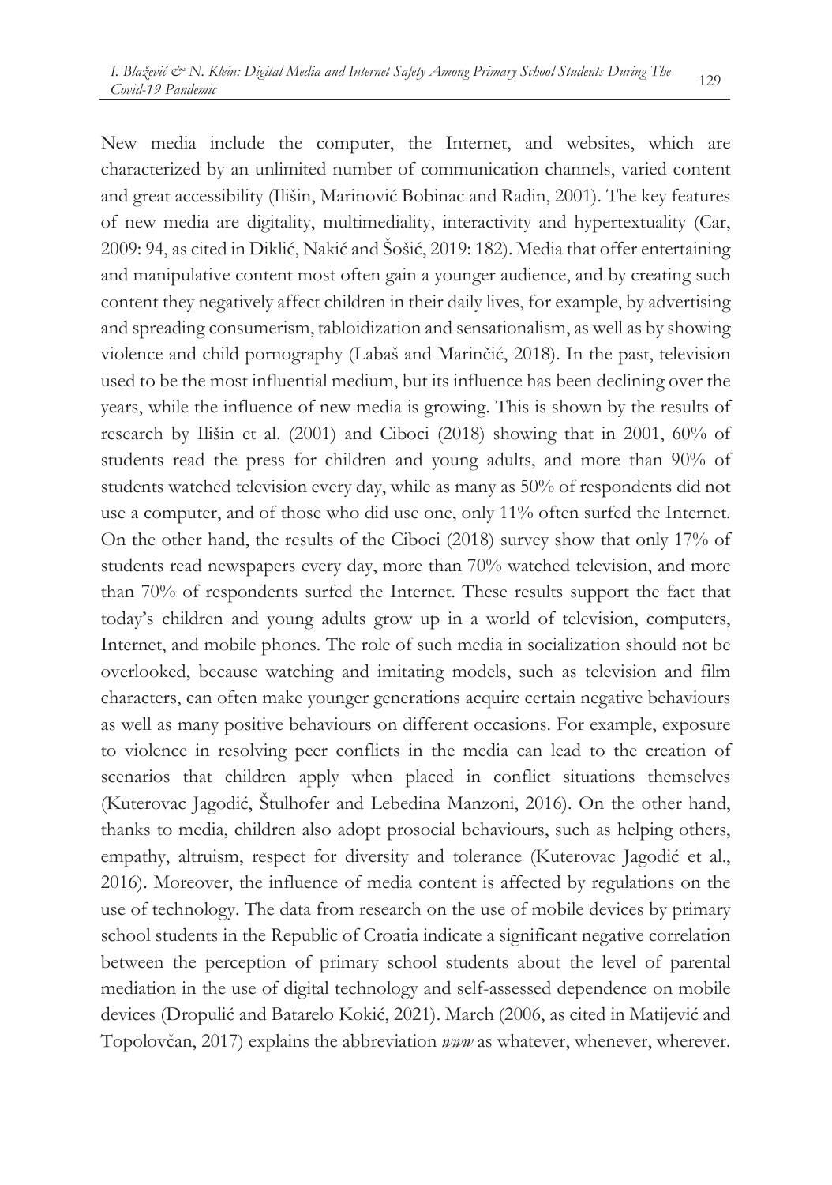New media include the computer, the Internet, and websites, which are characterized by an unlimited number of communication channels, varied content and great accessibility (Ilišin, Marinović Bobinac and Radin, 2001). The key features of new media are digitality, multimediality, interactivity and hypertextuality (Car, 2009: 94, as cited in Diklić, Nakić and Šošić, 2019: 182). Media that offer entertaining and manipulative content most often gain a younger audience, and by creating such content they negatively affect children in their daily lives, for example, by advertising and spreading consumerism, tabloidization and sensationalism, as well as by showing violence and child pornography (Labaš and Marinčić, 2018). In the past, television used to be the most influential medium, but its influence has been declining over the years, while the influence of new media is growing. This is shown by the results of research by Ilišin et al. (2001) and Ciboci (2018) showing that in 2001, 60% of students read the press for children and young adults, and more than 90% of students watched television every day, while as many as 50% of respondents did not use a computer, and of those who did use one, only 11% often surfed the Internet. On the other hand, the results of the Ciboci (2018) survey show that only 17% of students read newspapers every day, more than 70% watched television, and more than 70% of respondents surfed the Internet. These results support the fact that today's children and young adults grow up in a world of television, computers, Internet, and mobile phones. The role of such media in socialization should not be overlooked, because watching and imitating models, such as television and film characters, can often make younger generations acquire certain negative behaviours as well as many positive behaviours on different occasions. For example, exposure to violence in resolving peer conflicts in the media can lead to the creation of scenarios that children apply when placed in conflict situations themselves (Kuterovac Jagodić, Štulhofer and Lebedina Manzoni, 2016). On the other hand, thanks to media, children also adopt prosocial behaviours, such as helping others, empathy, altruism, respect for diversity and tolerance (Kuterovac Jagodić et al., 2016). Moreover, the influence of media content is affected by regulations on the use of technology. The data from research on the use of mobile devices by primary school students in the Republic of Croatia indicate a significant negative correlation between the perception of primary school students about the level of parental mediation in the use of digital technology and self-assessed dependence on mobile devices (Dropulić and Batarelo Kokić, 2021). March (2006, as cited in Matijević and Topolovčan, 2017) explains the abbreviation *www* as whatever, whenever, wherever.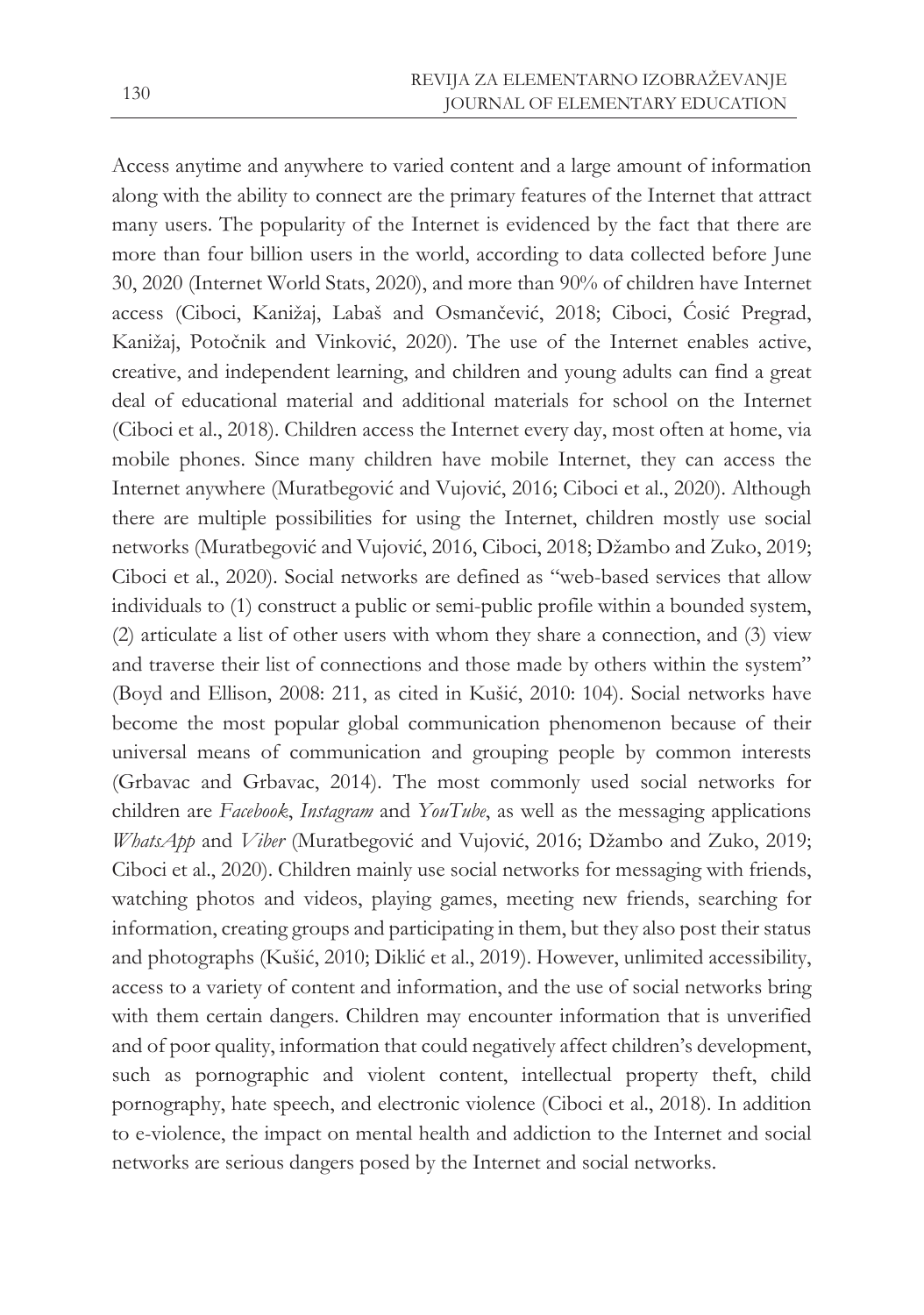Access anytime and anywhere to varied content and a large amount of information along with the ability to connect are the primary features of the Internet that attract many users. The popularity of the Internet is evidenced by the fact that there are more than four billion users in the world, according to data collected before June 30, 2020 (Internet World Stats, 2020), and more than 90% of children have Internet access (Ciboci, Kanižaj, Labaš and Osmančević, 2018; Ciboci, Ćosić Pregrad, Kanižaj, Potočnik and Vinković, 2020). The use of the Internet enables active, creative, and independent learning, and children and young adults can find a great deal of educational material and additional materials for school on the Internet (Ciboci et al., 2018). Children access the Internet every day, most often at home, via mobile phones. Since many children have mobile Internet, they can access the Internet anywhere (Muratbegović and Vujović, 2016; Ciboci et al., 2020). Although there are multiple possibilities for using the Internet, children mostly use social networks (Muratbegović and Vujović, 2016, Ciboci, 2018; Džambo and Zuko, 2019; Ciboci et al., 2020). Social networks are defined as "web-based services that allow individuals to (1) construct a public or semi-public profile within a bounded system, (2) articulate a list of other users with whom they share a connection, and (3) view and traverse their list of connections and those made by others within the system" (Boyd and Ellison, 2008: 211, as cited in Kušić, 2010: 104). Social networks have become the most popular global communication phenomenon because of their universal means of communication and grouping people by common interests (Grbavac and Grbavac, 2014). The most commonly used social networks for children are *Facebook*, *Instagram* and *YouTube*, as well as the messaging applications *WhatsApp* and *Viber* (Muratbegović and Vujović, 2016; Džambo and Zuko, 2019; Ciboci et al., 2020). Children mainly use social networks for messaging with friends, watching photos and videos, playing games, meeting new friends, searching for information, creating groups and participating in them, but they also post their status and photographs (Kušić, 2010; Diklić et al., 2019). However, unlimited accessibility, access to a variety of content and information, and the use of social networks bring with them certain dangers. Children may encounter information that is unverified and of poor quality, information that could negatively affect children's development, such as pornographic and violent content, intellectual property theft, child pornography, hate speech, and electronic violence (Ciboci et al., 2018). In addition to e-violence, the impact on mental health and addiction to the Internet and social networks are serious dangers posed by the Internet and social networks.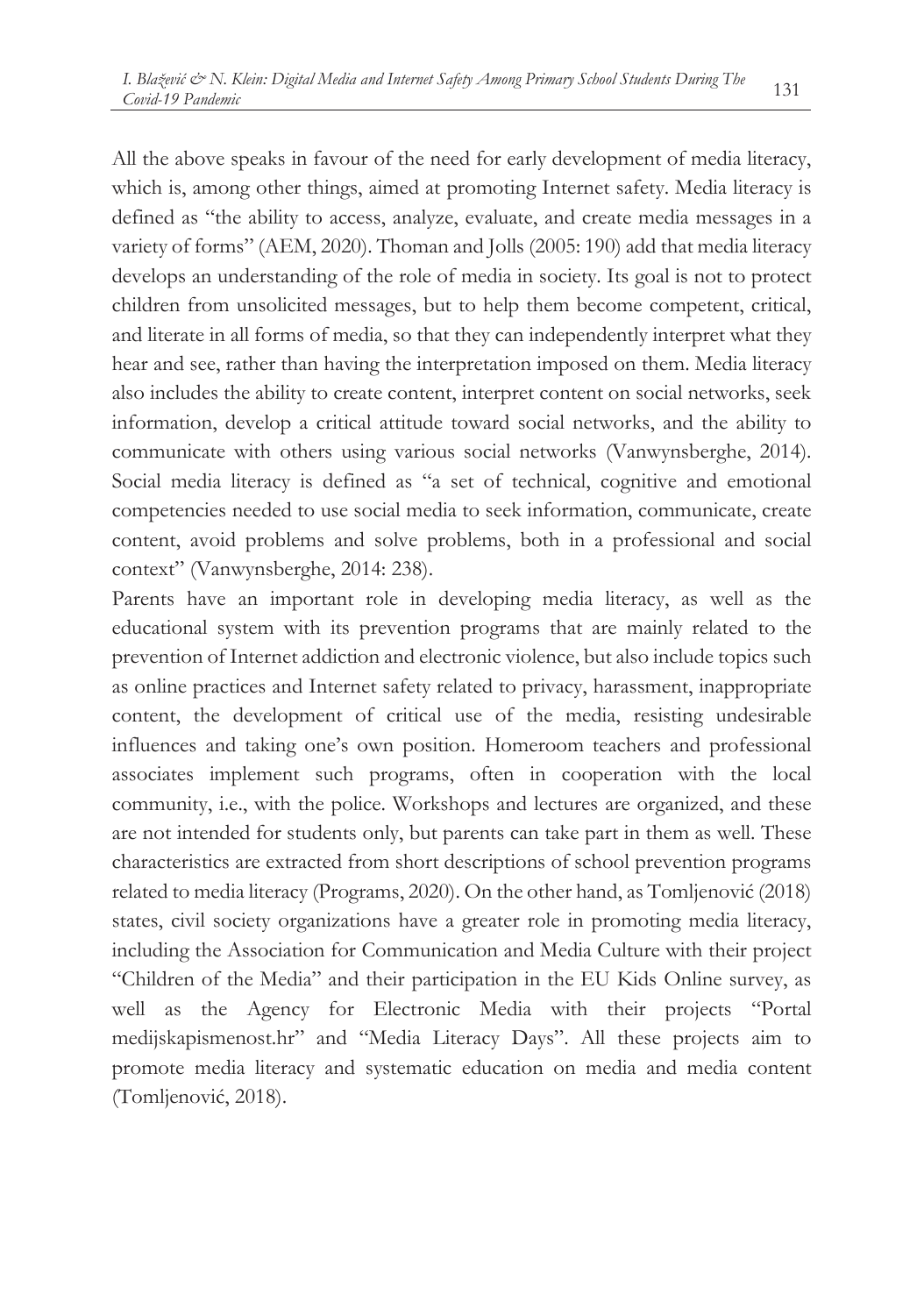All the above speaks in favour of the need for early development of media literacy, which is, among other things, aimed at promoting Internet safety. Media literacy is defined as "the ability to access, analyze, evaluate, and create media messages in a variety of forms" (AEM, 2020). Thoman and Jolls (2005: 190) add that media literacy develops an understanding of the role of media in society. Its goal is not to protect children from unsolicited messages, but to help them become competent, critical, and literate in all forms of media, so that they can independently interpret what they hear and see, rather than having the interpretation imposed on them. Media literacy also includes the ability to create content, interpret content on social networks, seek information, develop a critical attitude toward social networks, and the ability to communicate with others using various social networks (Vanwynsberghe, 2014). Social media literacy is defined as "a set of technical, cognitive and emotional competencies needed to use social media to seek information, communicate, create content, avoid problems and solve problems, both in a professional and social context" (Vanwynsberghe, 2014: 238).

Parents have an important role in developing media literacy, as well as the educational system with its prevention programs that are mainly related to the prevention of Internet addiction and electronic violence, but also include topics such as online practices and Internet safety related to privacy, harassment, inappropriate content, the development of critical use of the media, resisting undesirable influences and taking one's own position. Homeroom teachers and professional associates implement such programs, often in cooperation with the local community, i.e., with the police. Workshops and lectures are organized, and these are not intended for students only, but parents can take part in them as well. These characteristics are extracted from short descriptions of school prevention programs related to media literacy (Programs, 2020). On the other hand, as Tomljenović (2018) states, civil society organizations have a greater role in promoting media literacy, including the Association for Communication and Media Culture with their project "Children of the Media" and their participation in the EU Kids Online survey, as well as the Agency for Electronic Media with their projects "Portal medijskapismenost.hr" and "Media Literacy Days". All these projects aim to promote media literacy and systematic education on media and media content (Tomljenović, 2018).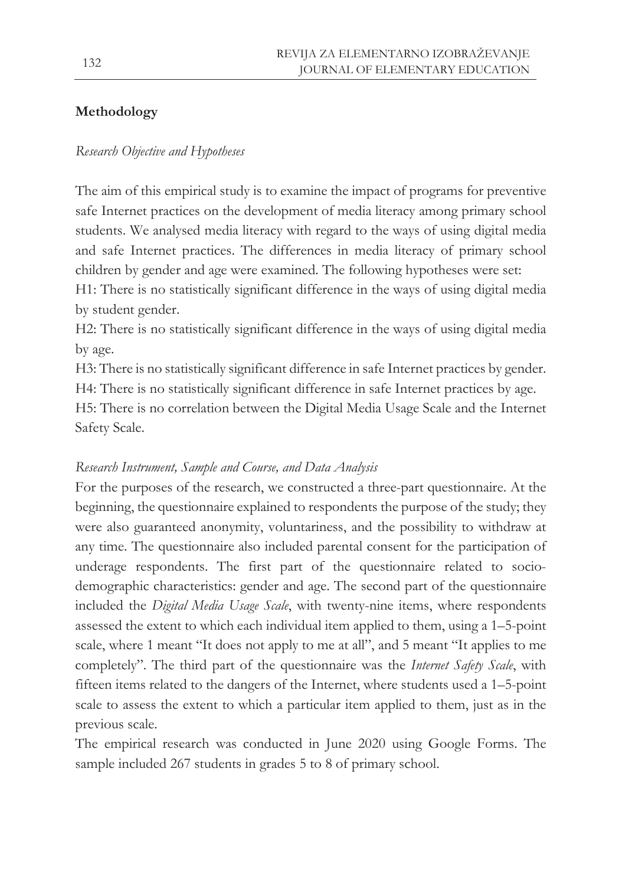## Methodology

*Research Objective and Hypotheses*

The aim of this empirical study is to examine the impact of programs for preventive safe Internet practices on the development of media literacy among primary school students. We analysed media literacy with regard to the ways of using digital media and safe Internet practices. The differences in media literacy of primary school children by gender and age were examined. The following hypotheses were set:

H1: There is no statistically significant difference in the ways of using digital media by student gender.

H2: There is no statistically significant difference in the ways of using digital media by age.

H3: There is no statistically significant difference in safe Internet practices by gender.

H4: There is no statistically significant difference in safe Internet practices by age.

H5: There is no correlation between the Digital Media Usage Scale and the Internet Safety Scale.

*Research Instrument, Sample and Course, and Data Analysis*

For the purposes of the research, we constructed a three-part questionnaire. At the beginning, the questionnaire explained to respondents the purpose of the study; they were also guaranteed anonymity, voluntariness, and the possibility to withdraw at any time. The questionnaire also included parental consent for the participation of underage respondents. The first part of the questionnaire related to socio-demographic characteristics: gender and age. The second part of the questionnaire included the *Digital Media Usage Scale*, with twenty-nine items, where respondents assessed the extent to which each individual item applied to them, using a 1–5-point scale, where 1 meant "It does not apply to me at all", and 5 meant "It applies to me completely". The third part of the questionnaire was the *Internet Safety Scale*, with fifteen items related to the dangers of the Internet, where students used a 1–5-point scale to assess the extent to which a particular item applied to them, just as in the previous scale.

The empirical research was conducted in June 2020 using Google Forms. The sample included 267 students in grades 5 to 8 of primary school.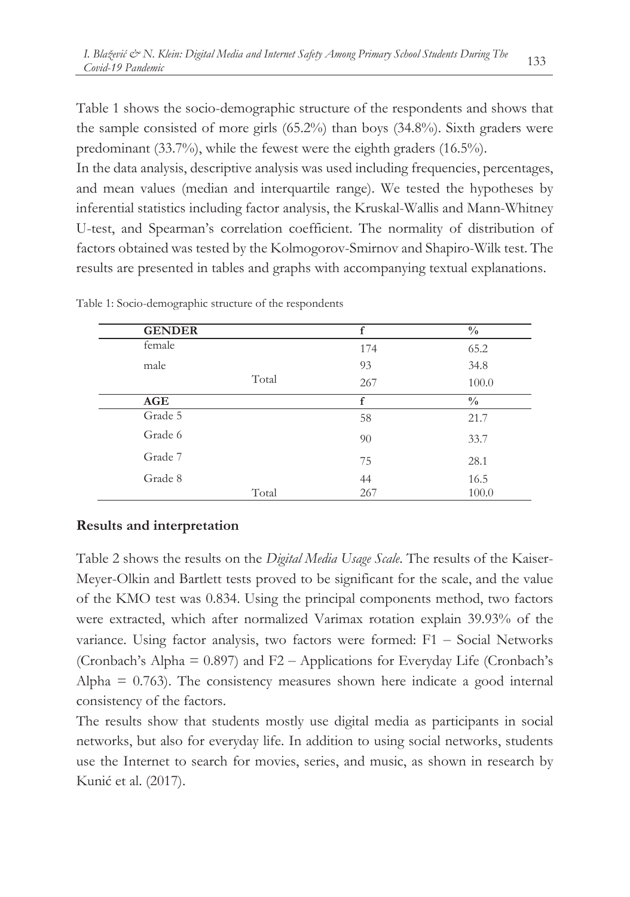Table 1 shows the socio-demographic structure of the respondents and shows that the sample consisted of more girls (65.2%) than boys (34.8%). Sixth graders were predominant (33.7%), while the fewest were the eighth graders (16.5%).

In the data analysis, descriptive analysis was used including frequencies, percentages, and mean values (median and interquartile range). We tested the hypotheses by inferential statistics including factor analysis, the Kruskal-Wallis and Mann-Whitney U-test, and Spearman's correlation coefficient. The normality of distribution of factors obtained was tested by the Kolmogorov-Smirnov and Shapiro-Wilk test. The results are presented in tables and graphs with accompanying textual explanations.

Table 1: Socio-demographic structure of the respondents

| **GENDER** | | f | % |
|---|---|---|---|
| female | | 174 | 65.2 |
| male | | 93 | 34.8 |
| | Total | 267 | 100.0 |
| **AGE** | | **f** | **%** |
| Grade 5 | | 58 | 21.7 |
| Grade 6 | | 90 | 33.7 |
| Grade 7 | | 75 | 28.1 |
| Grade 8 | | 44 | 16.5 |
| | Total | 267 | 100.0 |

## Results and interpretation

Table 2 shows the results on the *Digital Media Usage Scale*. The results of the Kaiser-Meyer-Olkin and Bartlett tests proved to be significant for the scale, and the value of the KMO test was 0.834. Using the principal components method, two factors were extracted, which after normalized Varimax rotation explain 39.93% of the variance. Using factor analysis, two factors were formed: F1 – Social Networks (Cronbach's Alpha = 0.897) and F2 – Applications for Everyday Life (Cronbach's Alpha = 0.763). The consistency measures shown here indicate a good internal consistency of the factors.

The results show that students mostly use digital media as participants in social networks, but also for everyday life. In addition to using social networks, students use the Internet to search for movies, series, and music, as shown in research by Kunić et al. (2017).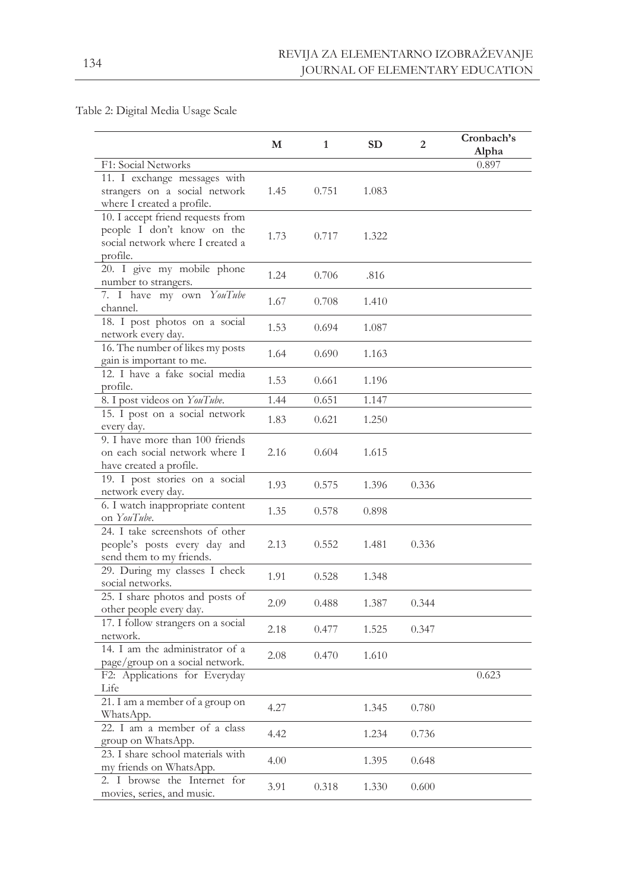Table 2: Digital Media Usage Scale

| | M | 1 | SD | 2 | Cronbach's Alpha |
|---|---|---|---|---|---|
| F1: Social Networks | | | | | 0.897 |
| 11. I exchange messages with strangers on a social network where I created a profile. | 1.45 | 0.751 | 1.083 | | |
| 10. I accept friend requests from people I don't know on the social network where I created a profile. | 1.73 | 0.717 | 1.322 | | |
| 20. I give my mobile phone number to strangers. | 1.24 | 0.706 | .816 | | |
| 7. I have my own *YouTube* channel. | 1.67 | 0.708 | 1.410 | | |
| 18. I post photos on a social network every day. | 1.53 | 0.694 | 1.087 | | |
| 16. The number of likes my posts gain is important to me. | 1.64 | 0.690 | 1.163 | | |
| 12. I have a fake social media profile. | 1.53 | 0.661 | 1.196 | | |
| 8. I post videos on *YouTube*. | 1.44 | 0.651 | 1.147 | | |
| 15. I post on a social network every day. | 1.83 | 0.621 | 1.250 | | |
| 9. I have more than 100 friends on each social network where I have created a profile. | 2.16 | 0.604 | 1.615 | | |
| 19. I post stories on a social network every day. | 1.93 | 0.575 | 1.396 | 0.336 | |
| 6. I watch inappropriate content on *YouTube*. | 1.35 | 0.578 | 0.898 | | |
| 24. I take screenshots of other people's posts every day and send them to my friends. | 2.13 | 0.552 | 1.481 | 0.336 | |
| 29. During my classes I check social networks. | 1.91 | 0.528 | 1.348 | | |
| 25. I share photos and posts of other people every day. | 2.09 | 0.488 | 1.387 | 0.344 | |
| 17. I follow strangers on a social network. | 2.18 | 0.477 | 1.525 | 0.347 | |
| 14. I am the administrator of a page/group on a social network. | 2.08 | 0.470 | 1.610 | | |
| F2: Applications for Everyday Life | | | | | 0.623 |
| 21. I am a member of a group on WhatsApp. | 4.27 | | 1.345 | 0.780 | |
| 22. I am a member of a class group on WhatsApp. | 4.42 | | 1.234 | 0.736 | |
| 23. I share school materials with my friends on WhatsApp. | 4.00 | | 1.395 | 0.648 | |
| 2. I browse the Internet for movies, series, and music. | 3.91 | 0.318 | 1.330 | 0.600 | |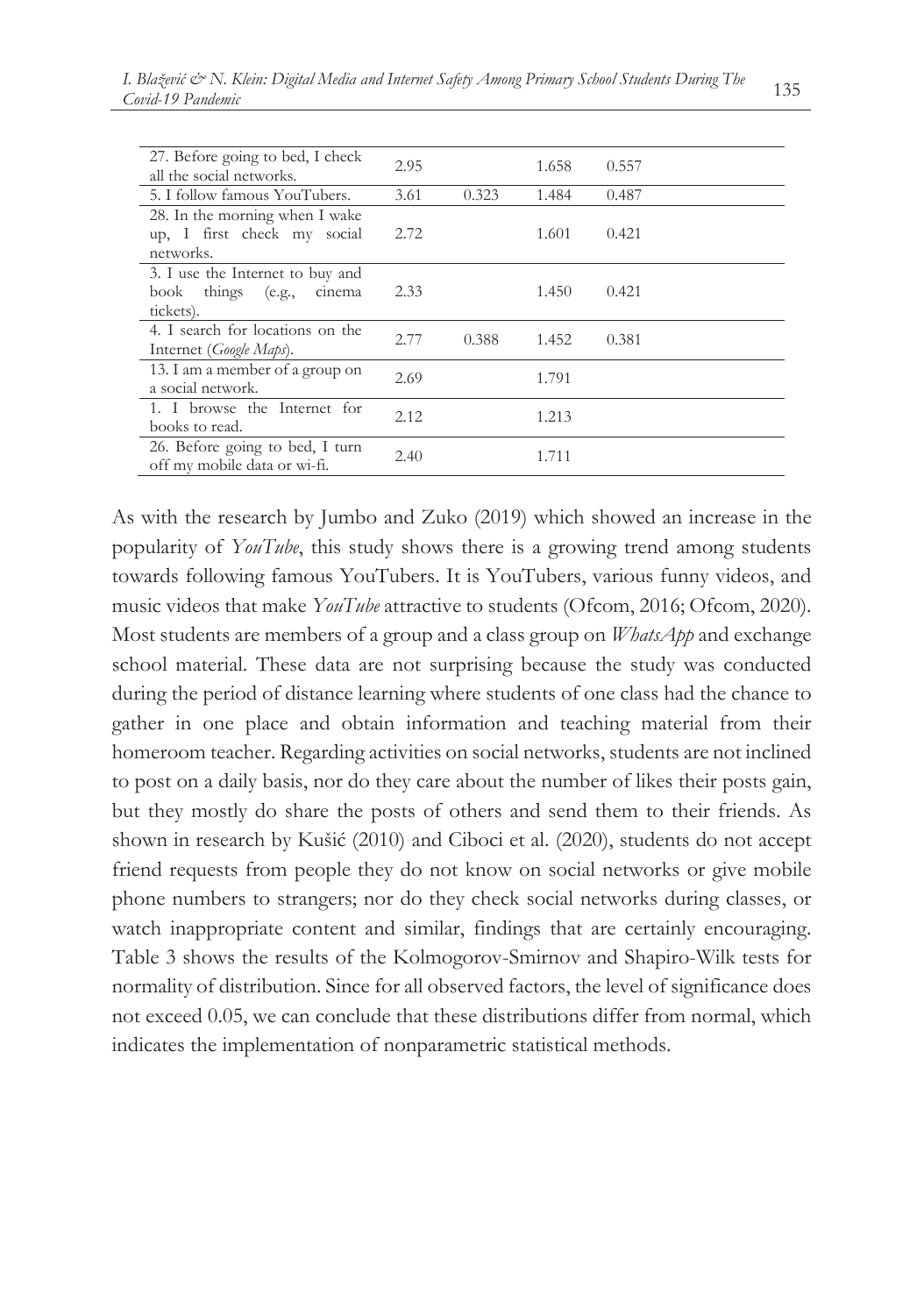| | | | | |
|---|---|---|---|---|
| 27. Before going to bed, I check all the social networks. | 2.95 | | 1.658 | 0.557 |
| 5. I follow famous YouTubers. | 3.61 | 0.323 | 1.484 | 0.487 |
| 28. In the morning when I wake up, I first check my social networks. | 2.72 | | 1.601 | 0.421 |
| 3. I use the Internet to buy and book things (e.g., cinema tickets). | 2.33 | | 1.450 | 0.421 |
| 4. I search for locations on the Internet (*Google Maps*). | 2.77 | 0.388 | 1.452 | 0.381 |
| 13. I am a member of a group on a social network. | 2.69 | | 1.791 | |
| 1. I browse the Internet for books to read. | 2.12 | | 1.213 | |
| 26. Before going to bed, I turn off my mobile data or wi-fi. | 2.40 | | 1.711 | |

As with the research by Jumbo and Zuko (2019) which showed an increase in the popularity of *YouTube*, this study shows there is a growing trend among students towards following famous YouTubers. It is YouTubers, various funny videos, and music videos that make *YouTube* attractive to students (Ofcom, 2016; Ofcom, 2020). Most students are members of a group and a class group on *WhatsApp* and exchange school material. These data are not surprising because the study was conducted during the period of distance learning where students of one class had the chance to gather in one place and obtain information and teaching material from their homeroom teacher. Regarding activities on social networks, students are not inclined to post on a daily basis, nor do they care about the number of likes their posts gain, but they mostly do share the posts of others and send them to their friends. As shown in research by Kušić (2010) and Ciboci et al. (2020), students do not accept friend requests from people they do not know on social networks or give mobile phone numbers to strangers; nor do they check social networks during classes, or watch inappropriate content and similar, findings that are certainly encouraging. Table 3 shows the results of the Kolmogorov-Smirnov and Shapiro-Wilk tests for normality of distribution. Since for all observed factors, the level of significance does not exceed 0.05, we can conclude that these distributions differ from normal, which indicates the implementation of nonparametric statistical methods.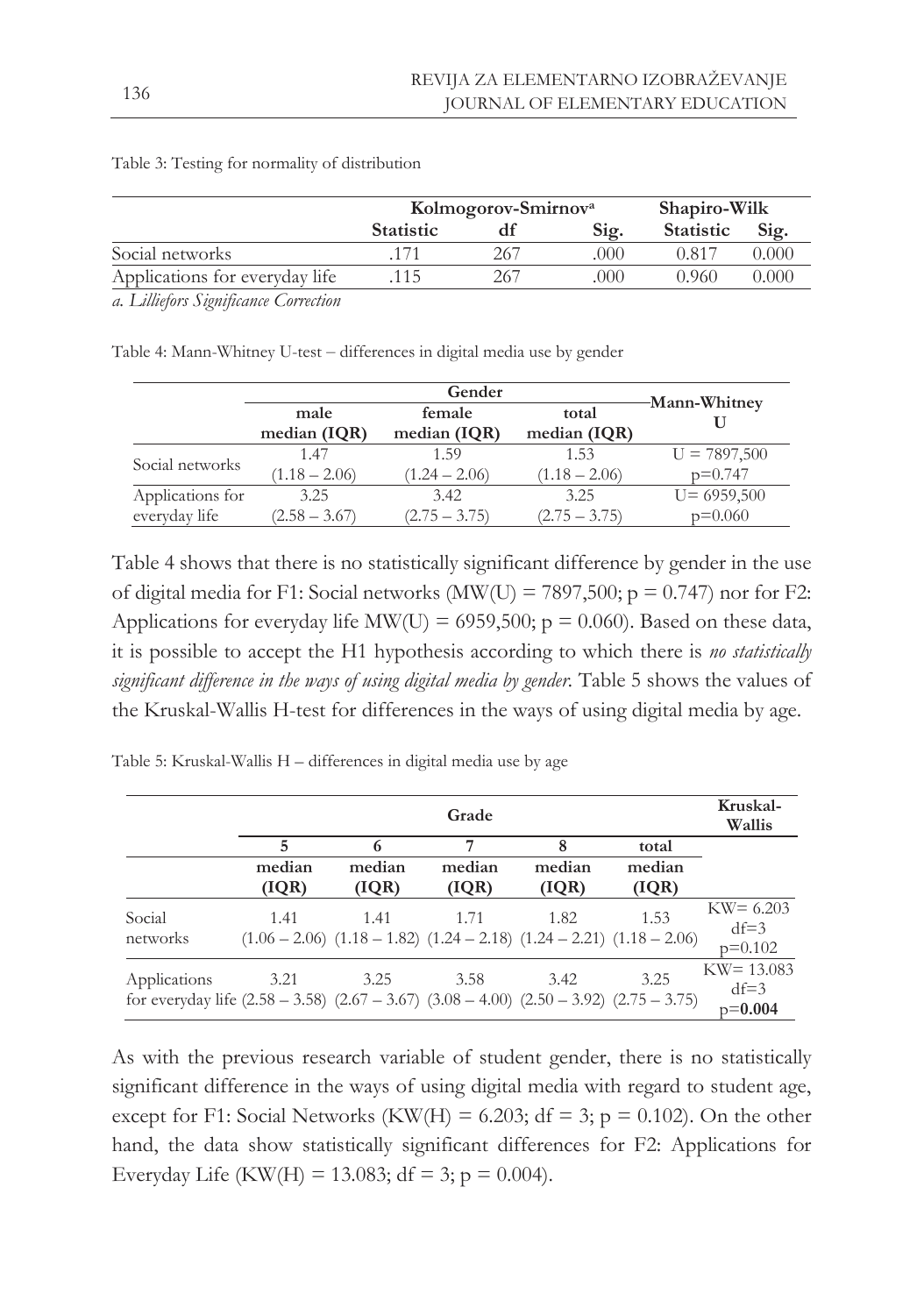Table 3: Testing for normality of distribution

| | Kolmogorov-Smirnov[a] | | | Shapiro-Wilk | |
|---|---|---|---|---|---|
| | **Statistic** | **df** | **Sig.** | **Statistic** | **Sig.** |
| Social networks | .171 | 267 | .000 | 0.817 | 0.000 |
| Applications for everyday life | .115 | 267 | .000 | 0.960 | 0.000 |

*a. Lilliefors Significance Correction*

Table 4: Mann-Whitney U-test – differences in digital media use by gender

| | Gender | | | Mann-Whitney U |
|---|---|---|---|---|
| | **male median (IQR)** | **female median (IQR)** | **total median (IQR)** | |
| Social networks | 1.47 (1.18 – 2.06) | 1.59 (1.24 – 2.06) | 1.53 (1.18 – 2.06) | U = 7897,500 p=0.747 |
| Applications for everyday life | 3.25 (2.58 – 3.67) | 3.42 (2.75 – 3.75) | 3.25 (2.75 – 3.75) | U= 6959,500 p=0.060 |

Table 4 shows that there is no statistically significant difference by gender in the use of digital media for F1: Social networks (MW(U) = 7897,500; p = 0.747) nor for F2: Applications for everyday life MW(U) = 6959,500; p = 0.060). Based on these data, it is possible to accept the H1 hypothesis according to which there is *no statistically significant difference in the ways of using digital media by gender*. Table 5 shows the values of the Kruskal-Wallis H-test for differences in the ways of using digital media by age.

Table 5: Kruskal-Wallis H – differences in digital media use by age

| | Grade | | | | | Kruskal-Wallis |
|---|---|---|---|---|---|---|
| | **5** | **6** | **7** | **8** | **total** | |
| | **median (IQR)** | **median (IQR)** | **median (IQR)** | **median (IQR)** | **median (IQR)** | |
| Social networks | 1.41 (1.06 – 2.06) | 1.41 (1.18 – 1.82) | 1.71 (1.24 – 2.18) | 1.82 (1.24 – 2.21) | 1.53 (1.18 – 2.06) | KW= 6.203 df=3 p=0.102 |
| Applications for everyday life | 3.21 (2.58 – 3.58) | 3.25 (2.67 – 3.67) | 3.58 (3.08 – 4.00) | 3.42 (2.50 – 3.92) | 3.25 (2.75 – 3.75) | KW= 13.083 df=3 p=**0.004** |

As with the previous research variable of student gender, there is no statistically significant difference in the ways of using digital media with regard to student age, except for F1: Social Networks (KW(H) = 6.203; df = 3; p = 0.102). On the other hand, the data show statistically significant differences for F2: Applications for Everyday Life (KW(H) = 13.083; df = 3; p = 0.004).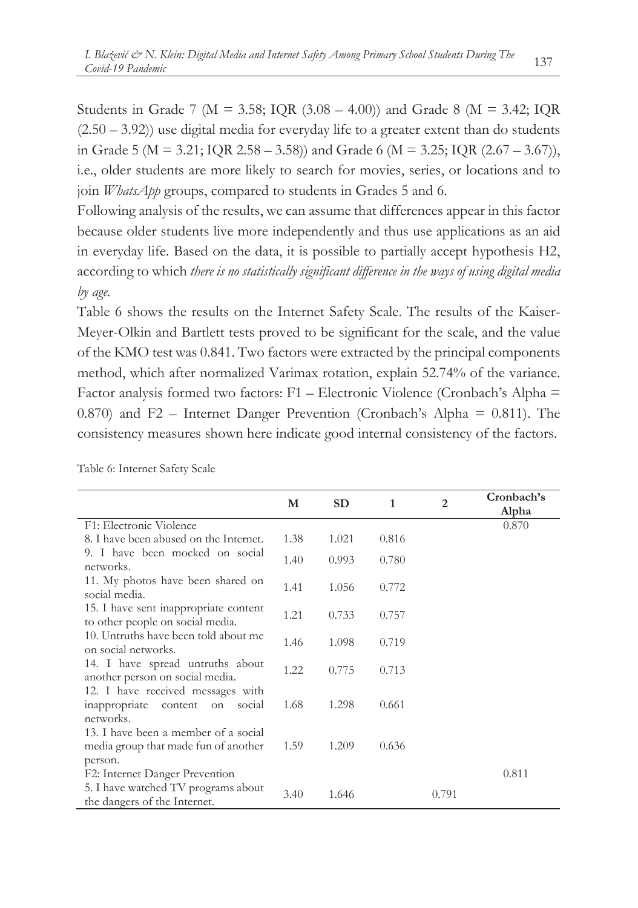Students in Grade 7 (M = 3.58; IQR (3.08 – 4.00)) and Grade 8 (M = 3.42; IQR (2.50 – 3.92)) use digital media for everyday life to a greater extent than do students in Grade 5 (M = 3.21; IQR 2.58 – 3.58)) and Grade 6 (M = 3.25; IQR (2.67 – 3.67)), i.e., older students are more likely to search for movies, series, or locations and to join *WhatsApp* groups, compared to students in Grades 5 and 6.

Following analysis of the results, we can assume that differences appear in this factor because older students live more independently and thus use applications as an aid in everyday life. Based on the data, it is possible to partially accept hypothesis H2, according to which *there is no statistically significant difference in the ways of using digital media by age*.

Table 6 shows the results on the Internet Safety Scale. The results of the Kaiser-Meyer-Olkin and Bartlett tests proved to be significant for the scale, and the value of the KMO test was 0.841. Two factors were extracted by the principal components method, which after normalized Varimax rotation, explain 52.74% of the variance. Factor analysis formed two factors: F1 – Electronic Violence (Cronbach's Alpha = 0.870) and F2 – Internet Danger Prevention (Cronbach's Alpha = 0.811). The consistency measures shown here indicate good internal consistency of the factors.

Table 6: Internet Safety Scale

| | M | SD | 1 | 2 | Cronbach's Alpha |
|---|---|---|---|---|---|
| F1: Electronic Violence | | | | | 0.870 |
| 8. I have been abused on the Internet. | 1.38 | 1.021 | 0.816 | | |
| 9. I have been mocked on social networks. | 1.40 | 0.993 | 0.780 | | |
| 11. My photos have been shared on social media. | 1.41 | 1.056 | 0.772 | | |
| 15. I have sent inappropriate content to other people on social media. | 1.21 | 0.733 | 0.757 | | |
| 10. Untruths have been told about me on social networks. | 1.46 | 1.098 | 0.719 | | |
| 14. I have spread untruths about another person on social media. | 1.22 | 0.775 | 0.713 | | |
| 12. I have received messages with inappropriate content on social networks. | 1.68 | 1.298 | 0.661 | | |
| 13. I have been a member of a social media group that made fun of another person. | 1.59 | 1.209 | 0.636 | | |
| F2: Internet Danger Prevention | | | | | 0.811 |
| 5. I have watched TV programs about the dangers of the Internet. | 3.40 | 1.646 | | 0.791 | |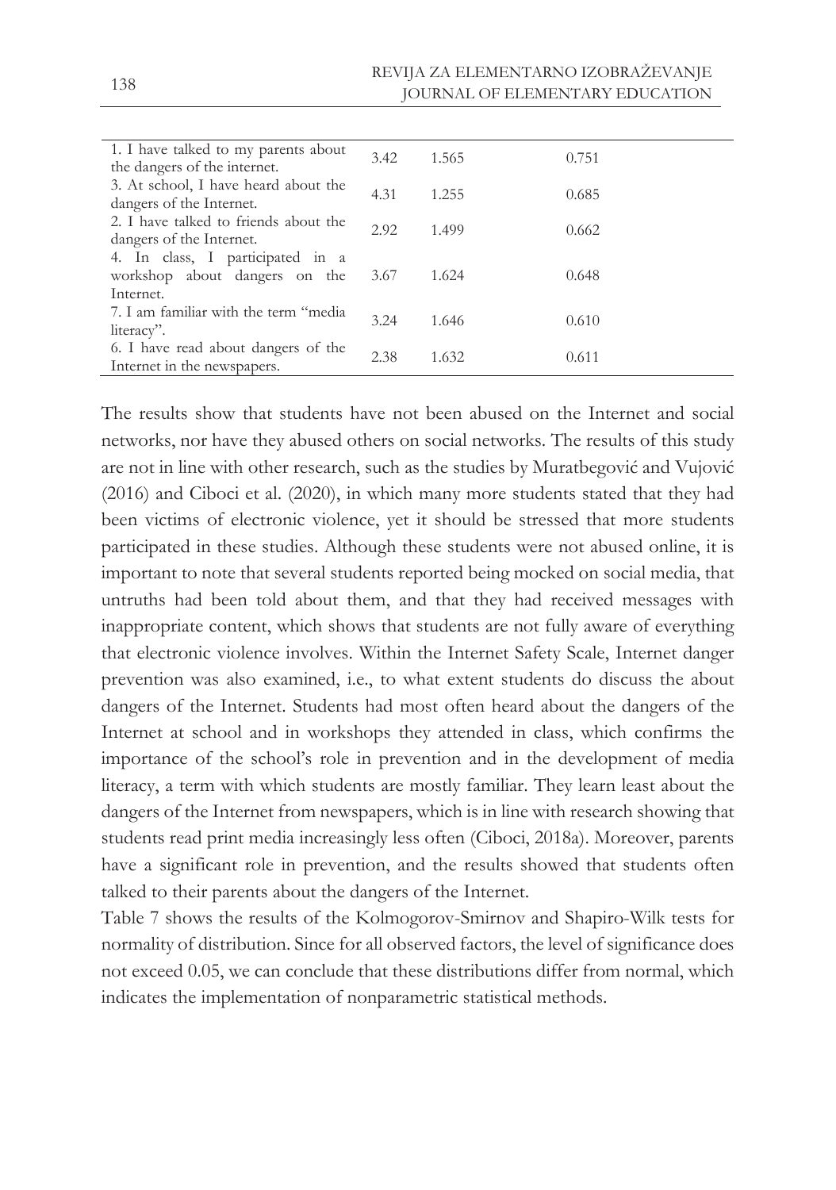| | | | |
|---|---|---|---|
| 1. I have talked to my parents about the dangers of the internet. | 3.42 | 1.565 | 0.751 |
| 3. At school, I have heard about the dangers of the Internet. | 4.31 | 1.255 | 0.685 |
| 2. I have talked to friends about the dangers of the Internet. | 2.92 | 1.499 | 0.662 |
| 4. In class, I participated in a workshop about dangers on the Internet. | 3.67 | 1.624 | 0.648 |
| 7. I am familiar with the term "media literacy". | 3.24 | 1.646 | 0.610 |
| 6. I have read about dangers of the Internet in the newspapers. | 2.38 | 1.632 | 0.611 |

The results show that students have not been abused on the Internet and social networks, nor have they abused others on social networks. The results of this study are not in line with other research, such as the studies by Muratbegović and Vujović (2016) and Ciboci et al. (2020), in which many more students stated that they had been victims of electronic violence, yet it should be stressed that more students participated in these studies. Although these students were not abused online, it is important to note that several students reported being mocked on social media, that untruths had been told about them, and that they had received messages with inappropriate content, which shows that students are not fully aware of everything that electronic violence involves. Within the Internet Safety Scale, Internet danger prevention was also examined, i.e., to what extent students do discuss the about dangers of the Internet. Students had most often heard about the dangers of the Internet at school and in workshops they attended in class, which confirms the importance of the school's role in prevention and in the development of media literacy, a term with which students are mostly familiar. They learn least about the dangers of the Internet from newspapers, which is in line with research showing that students read print media increasingly less often (Ciboci, 2018a). Moreover, parents have a significant role in prevention, and the results showed that students often talked to their parents about the dangers of the Internet.

Table 7 shows the results of the Kolmogorov-Smirnov and Shapiro-Wilk tests for normality of distribution. Since for all observed factors, the level of significance does not exceed 0.05, we can conclude that these distributions differ from normal, which indicates the implementation of nonparametric statistical methods.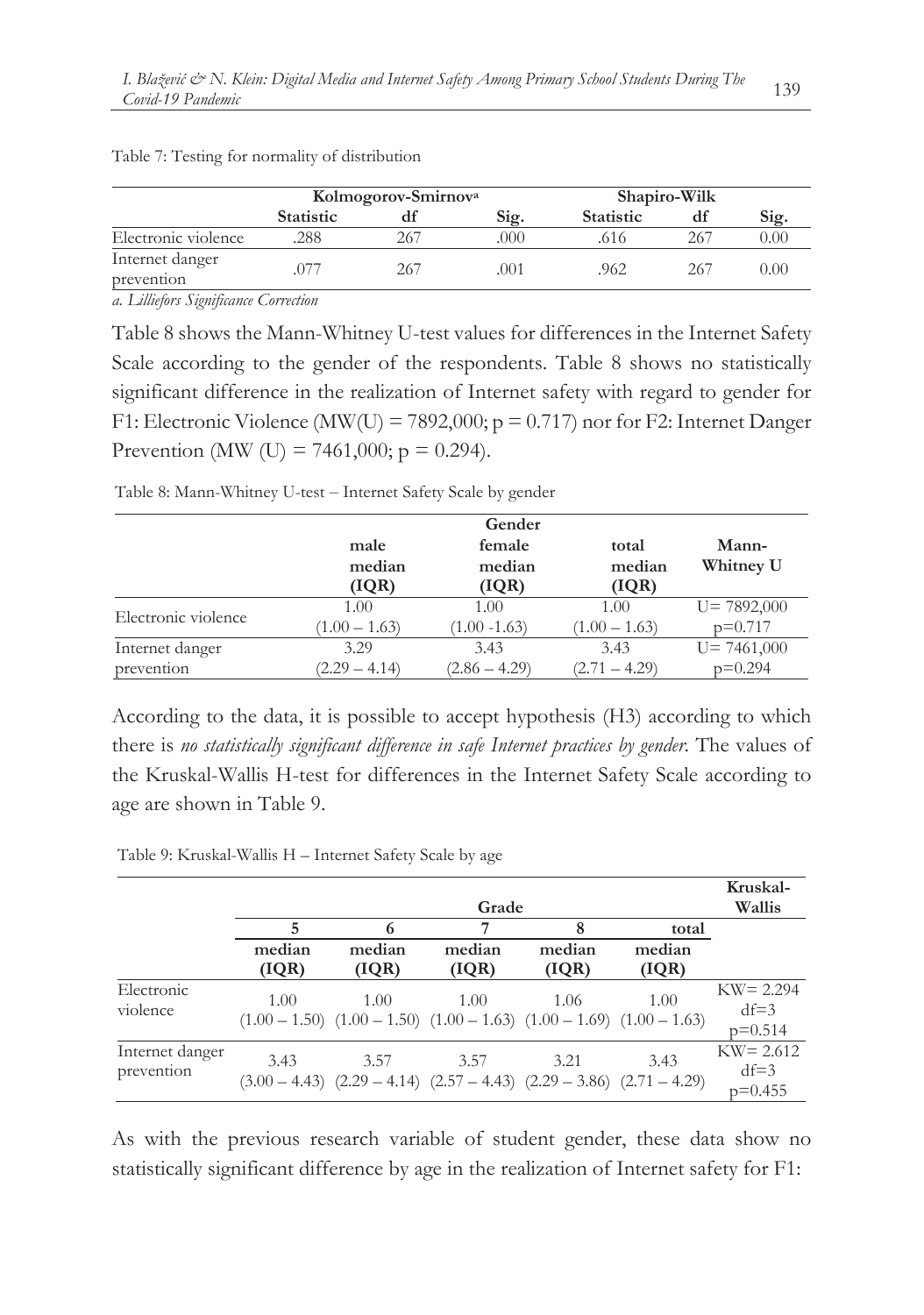Table 7: Testing for normality of distribution

| | Kolmogorov-Smirnov[a] | | | Shapiro-Wilk | | |
|---|---|---|---|---|---|---|
| | **Statistic** | **df** | **Sig.** | **Statistic** | **df** | **Sig.** |
| Electronic violence | .288 | 267 | .000 | .616 | 267 | 0.00 |
| Internet danger prevention | .077 | 267 | .001 | .962 | 267 | 0.00 |

*a. Lilliefors Significance Correction*

Table 8 shows the Mann-Whitney U-test values for differences in the Internet Safety Scale according to the gender of the respondents. Table 8 shows no statistically significant difference in the realization of Internet safety with regard to gender for F1: Electronic Violence (MW(U) = 7892,000; p = 0.717) nor for F2: Internet Danger Prevention (MW (U) = 7461,000; p = 0.294).

Table 8: Mann-Whitney U-test – Internet Safety Scale by gender

| | Gender | | | |
|---|---|---|---|---|
| | **male median (IQR)** | **female median (IQR)** | **total median (IQR)** | **Mann-Whitney U** |
| Electronic violence | 1.00 (1.00 – 1.63) | 1.00 (1.00 -1.63) | 1.00 (1.00 – 1.63) | U= 7892,000 p=0.717 |
| Internet danger prevention | 3.29 (2.29 – 4.14) | 3.43 (2.86 – 4.29) | 3.43 (2.71 – 4.29) | U= 7461,000 p=0.294 |

According to the data, it is possible to accept hypothesis (H3) according to which there is *no statistically significant difference in safe Internet practices by gender*. The values of the Kruskal-Wallis H-test for differences in the Internet Safety Scale according to age are shown in Table 9.

Table 9: Kruskal-Wallis H – Internet Safety Scale by age

| | Grade | | | | | Kruskal-Wallis |
|---|---|---|---|---|---|---|
| | **5** | **6** | **7** | **8** | **total** | |
| | **median (IQR)** | **median (IQR)** | **median (IQR)** | **median (IQR)** | **median (IQR)** | |
| Electronic violence | 1.00 (1.00 – 1.50) | 1.00 (1.00 – 1.50) | 1.00 (1.00 – 1.63) | 1.06 (1.00 – 1.69) | 1.00 (1.00 – 1.63) | KW= 2.294 df=3 p=0.514 |
| Internet danger prevention | 3.43 (3.00 – 4.43) | 3.57 (2.29 – 4.14) | 3.57 (2.57 – 4.43) | 3.21 (2.29 – 3.86) | 3.43 (2.71 – 4.29) | KW= 2.612 df=3 p=0.455 |

As with the previous research variable of student gender, these data show no statistically significant difference by age in the realization of Internet safety for F1: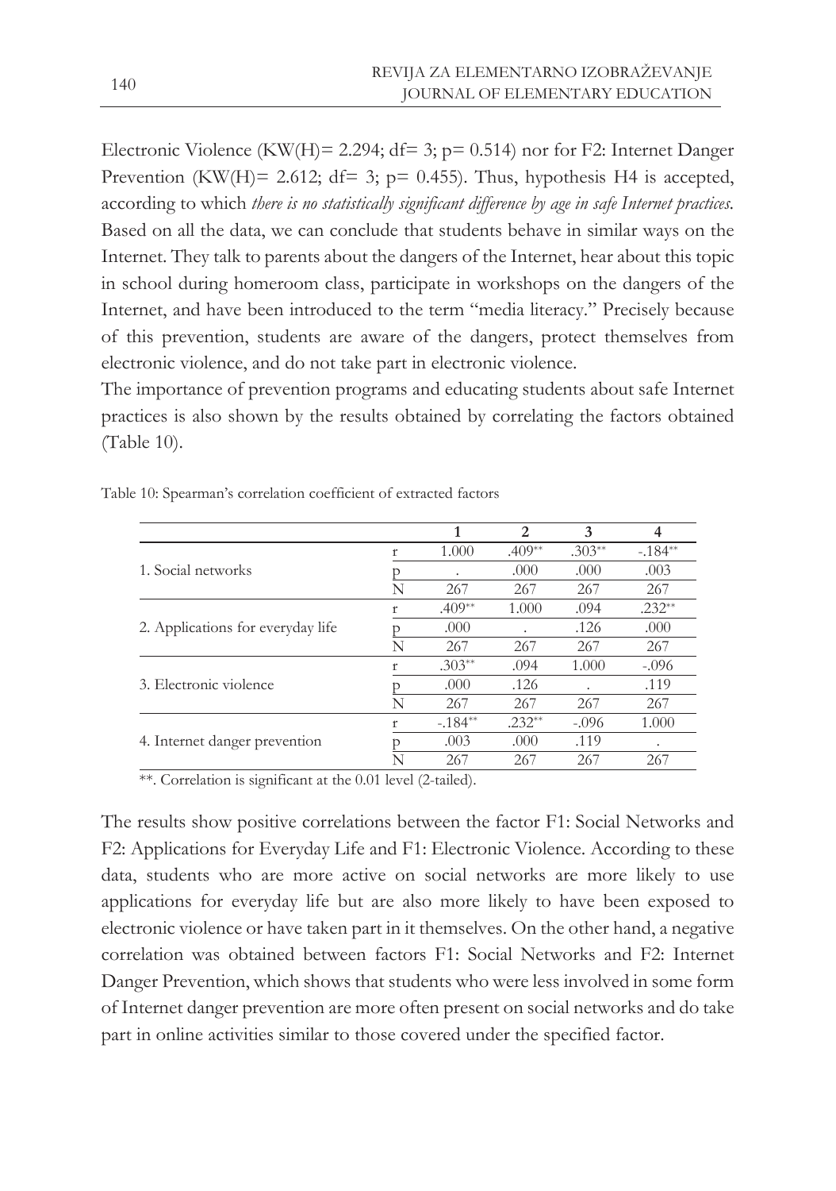Electronic Violence (KW(H)= 2.294; df= 3; p= 0.514) nor for F2: Internet Danger Prevention (KW(H)= 2.612; df= 3; p= 0.455). Thus, hypothesis H4 is accepted, according to which *there is no statistically significant difference by age in safe Internet practices*. Based on all the data, we can conclude that students behave in similar ways on the Internet. They talk to parents about the dangers of the Internet, hear about this topic in school during homeroom class, participate in workshops on the dangers of the Internet, and have been introduced to the term "media literacy." Precisely because of this prevention, students are aware of the dangers, protect themselves from electronic violence, and do not take part in electronic violence.

The importance of prevention programs and educating students about safe Internet practices is also shown by the results obtained by correlating the factors obtained (Table 10).

Table 10: Spearman's correlation coefficient of extracted factors

| | | 1 | 2 | 3 | 4 |
|---|---|---|---|---|---|
| 1. Social networks | r | 1.000 | .409** | .303** | -.184** |
| | p | . | .000 | .000 | .003 |
| | N | 267 | 267 | 267 | 267 |
| 2. Applications for everyday life | r | .409** | 1.000 | .094 | .232** |
| | p | .000 | . | .126 | .000 |
| | N | 267 | 267 | 267 | 267 |
| 3. Electronic violence | r | .303** | .094 | 1.000 | -.096 |
| | p | .000 | .126 | . | .119 |
| | N | 267 | 267 | 267 | 267 |
| 4. Internet danger prevention | r | -.184** | .232** | -.096 | 1.000 |
| | p | .003 | .000 | .119 | . |
| | N | 267 | 267 | 267 | 267 |

**. Correlation is significant at the 0.01 level (2-tailed).

The results show positive correlations between the factor F1: Social Networks and F2: Applications for Everyday Life and F1: Electronic Violence. According to these data, students who are more active on social networks are more likely to use applications for everyday life but are also more likely to have been exposed to electronic violence or have taken part in it themselves. On the other hand, a negative correlation was obtained between factors F1: Social Networks and F2: Internet Danger Prevention, which shows that students who were less involved in some form of Internet danger prevention are more often present on social networks and do take part in online activities similar to those covered under the specified factor.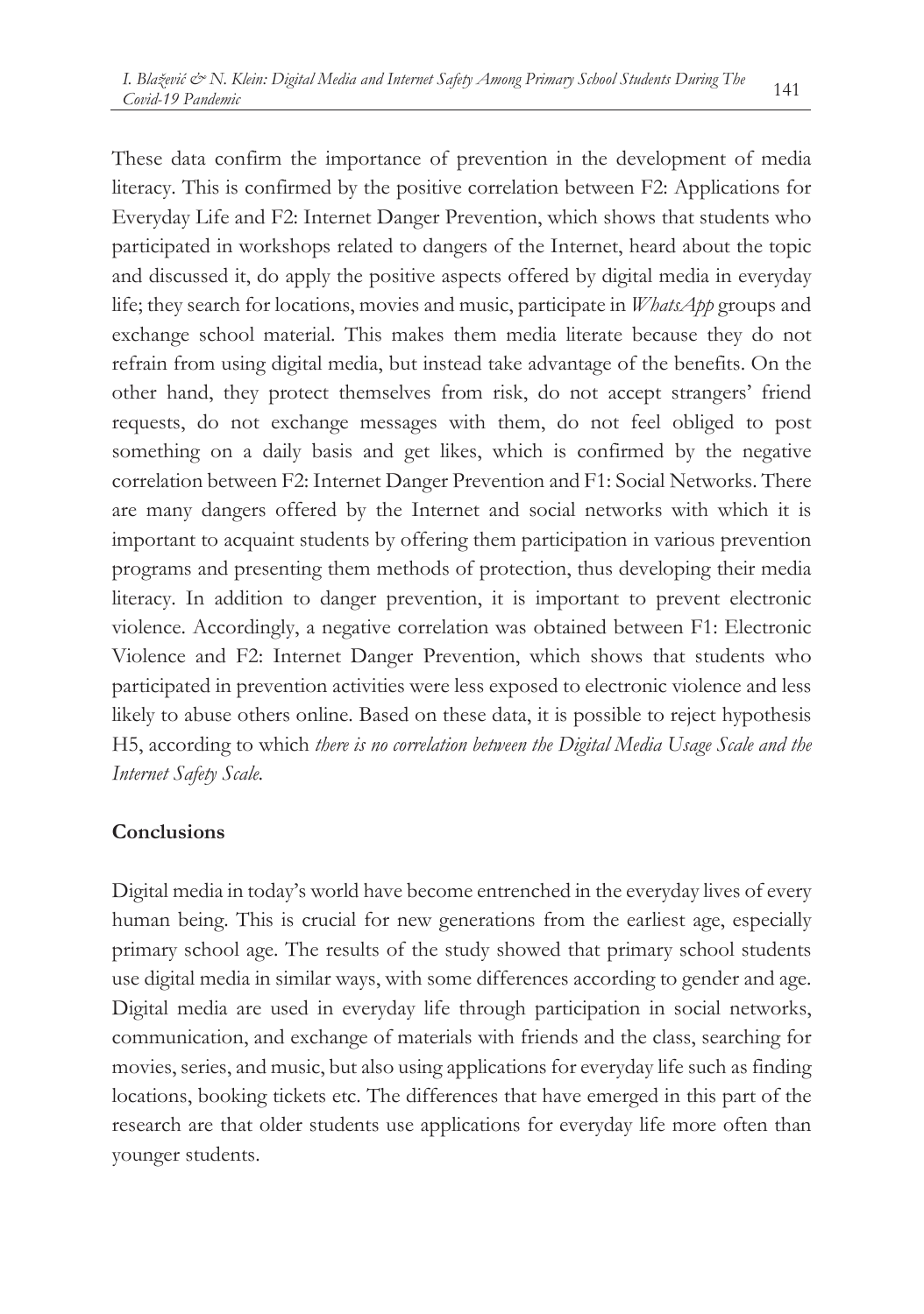These data confirm the importance of prevention in the development of media literacy. This is confirmed by the positive correlation between F2: Applications for Everyday Life and F2: Internet Danger Prevention, which shows that students who participated in workshops related to dangers of the Internet, heard about the topic and discussed it, do apply the positive aspects offered by digital media in everyday life; they search for locations, movies and music, participate in *WhatsApp* groups and exchange school material. This makes them media literate because they do not refrain from using digital media, but instead take advantage of the benefits. On the other hand, they protect themselves from risk, do not accept strangers' friend requests, do not exchange messages with them, do not feel obliged to post something on a daily basis and get likes, which is confirmed by the negative correlation between F2: Internet Danger Prevention and F1: Social Networks. There are many dangers offered by the Internet and social networks with which it is important to acquaint students by offering them participation in various prevention programs and presenting them methods of protection, thus developing their media literacy. In addition to danger prevention, it is important to prevent electronic violence. Accordingly, a negative correlation was obtained between F1: Electronic Violence and F2: Internet Danger Prevention, which shows that students who participated in prevention activities were less exposed to electronic violence and less likely to abuse others online. Based on these data, it is possible to reject hypothesis H5, according to which *there is no correlation between the Digital Media Usage Scale and the Internet Safety Scale.*

## Conclusions

Digital media in today's world have become entrenched in the everyday lives of every human being. This is crucial for new generations from the earliest age, especially primary school age. The results of the study showed that primary school students use digital media in similar ways, with some differences according to gender and age. Digital media are used in everyday life through participation in social networks, communication, and exchange of materials with friends and the class, searching for movies, series, and music, but also using applications for everyday life such as finding locations, booking tickets etc. The differences that have emerged in this part of the research are that older students use applications for everyday life more often than younger students.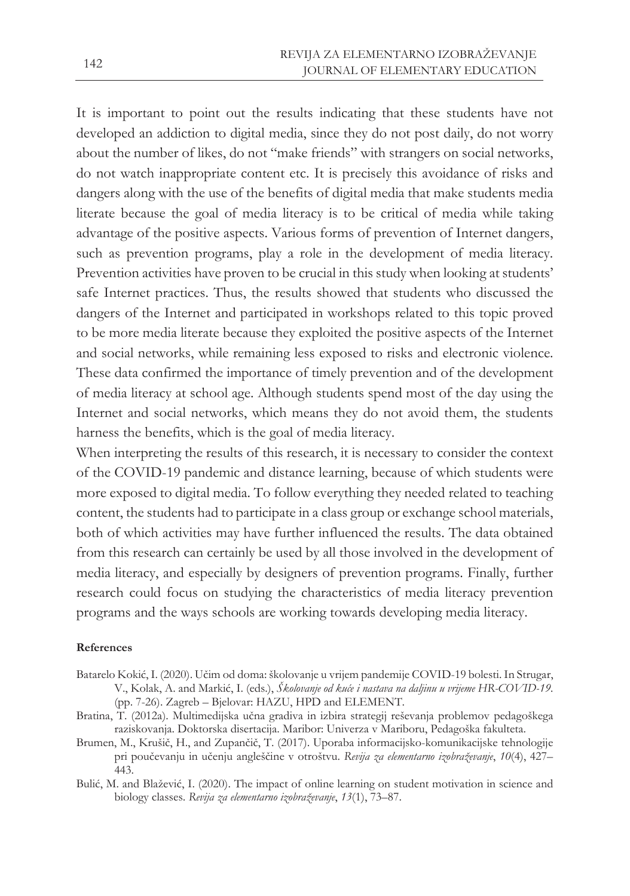It is important to point out the results indicating that these students have not developed an addiction to digital media, since they do not post daily, do not worry about the number of likes, do not "make friends" with strangers on social networks, do not watch inappropriate content etc. It is precisely this avoidance of risks and dangers along with the use of the benefits of digital media that make students media literate because the goal of media literacy is to be critical of media while taking advantage of the positive aspects. Various forms of prevention of Internet dangers, such as prevention programs, play a role in the development of media literacy. Prevention activities have proven to be crucial in this study when looking at students' safe Internet practices. Thus, the results showed that students who discussed the dangers of the Internet and participated in workshops related to this topic proved to be more media literate because they exploited the positive aspects of the Internet and social networks, while remaining less exposed to risks and electronic violence. These data confirmed the importance of timely prevention and of the development of media literacy at school age. Although students spend most of the day using the Internet and social networks, which means they do not avoid them, the students harness the benefits, which is the goal of media literacy.

When interpreting the results of this research, it is necessary to consider the context of the COVID-19 pandemic and distance learning, because of which students were more exposed to digital media. To follow everything they needed related to teaching content, the students had to participate in a class group or exchange school materials, both of which activities may have further influenced the results. The data obtained from this research can certainly be used by all those involved in the development of media literacy, and especially by designers of prevention programs. Finally, further research could focus on studying the characteristics of media literacy prevention programs and the ways schools are working towards developing media literacy.

**References**

Batarelo Kokić, I. (2020). Učim od doma: školovanje u vrijem pandemije COVID-19 bolesti. In Strugar, V., Kolak, A. and Markić, I. (eds.), *Školovanje od kuće i nastava na daljinu u vrijeme HR-COVID-19*. (pp. 7-26). Zagreb – Bjelovar: HAZU, HPD and ELEMENT.

Bratina, T. (2012a). Multimedijska učna gradiva in izbira strategij reševanja problemov pedagoškega raziskovanja. Doktorska disertacija. Maribor: Univerza v Mariboru, Pedagoška fakulteta.

Brumen, M., Krušič, H., and Zupančič, T. (2017). Uporaba informacijsko-komunikacijske tehnologije pri poučevanju in učenju angleščine v otroštvu. *Revija za elementarno izobraževanje*, *10*(4), 427–443.

Bulić, M. and Blažević, I. (2020). The impact of online learning on student motivation in science and biology classes. *Revija za elementarno izobraževanje*, *13*(1), 73–87.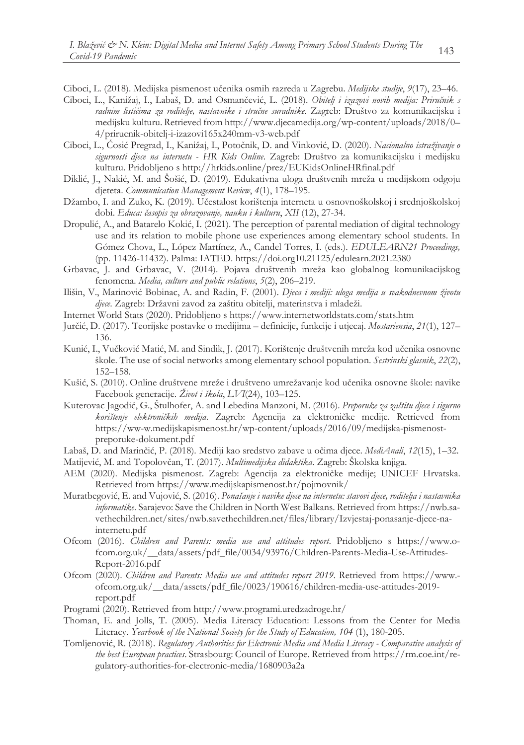Ciboci, L. (2018). Medijska pismenost učenika osmih razreda u Zagrebu. *Medijske studije*, *9*(17), 23–46.

Ciboci, L., Kanižaj, I., Labaš, D. and Osmančević, L. (2018). *Obitelj i izazovi novih medija: Priručnik s radnim listićima za roditelje, nastavnike i stručne suradnike*. Zagreb: Društvo za komunikacijsku i medijsku kulturu. Retrieved from http://www.djecamedija.org/wp-content/uploads/2018/0–4/prirucnik-obitelj-i-izazovi165x240mm-v3-web.pdf

Ciboci, L., Ćosić Pregrad, I., Kanižaj, I., Potočnik, D. and Vinković, D. (2020). *Nacionalno istraživanje o sigurnosti djece na internetu - HR Kids Online*. Zagreb: Društvo za komunikacijsku i medijsku kulturu. Pridobljeno s http://hrkids.online/prez/EUKidsOnlineHRfinal.pdf

Diklić, J., Nakić, M. and Šošić, D. (2019). Edukativna uloga društvenih mreža u medijskom odgoju djeteta. *Communication Management Review*, *4*(1), 178–195.

Džambo, I. and Zuko, K. (2019). Učestalost korištenja interneta u osnovnoškolskoj i srednjoškolskoj dobi. *Educa: časopis za obrazovanje, nauku i kulturu*, *XII* (12), 27-34.

Dropulić, A., and Batarelo Kokić, I. (2021). The perception of parental mediation of digital technology use and its relation to mobile phone use experiences among elementary school students. In Gómez Chova, L., López Martínez, A., Candel Torres, I. (eds.). *EDULEARN21 Proceedings,* (pp. 11426-11432). Palma: IATED. https://doi.org10.21125/edulearn.2021.2380

Grbavac, J. and Grbavac, V. (2014). Pojava društvenih mreža kao globalnog komunikacijskog fenomena. *Media, culture and public relations*, *5*(2), 206–219.

Ilišin, V., Marinović Bobinac, A. and Radin, F. (2001). *Djeca i mediji: uloga medija u svakodnevnom životu djece*. Zagreb: Državni zavod za zaštitu obitelji, materinstva i mladeži.

Internet World Stats (2020). Pridobljeno s https://www.internetworldstats.com/stats.htm

Jurčić, D. (2017). Teorijske postavke o medijima – definicije, funkcije i utjecaj. *Mostariensia*, *21*(1), 127–136.

Kunić, I., Vučković Matić, M. and Sindik, J. (2017). Korištenje društvenih mreža kod učenika osnovne škole. The use of social networks among elementary school population. *Sestrinski glasnik*, *22*(2), 152–158.

Kušić, S. (2010). Online društvene mreže i društveno umrežavanje kod učenika osnovne škole: navike Facebook generacije. *Život i škola*, *LVI*(24), 103–125.

Kuterovac Jagodić, G., Štulhofer, A. and Lebedina Manzoni, M. (2016). *Preporuke za zaštitu djece i sigurno korištenje elektroničkih medija*. Zagreb: Agencija za elektroničke medije. Retrieved from https://ww-w.medijskapismenost.hr/wp-content/uploads/2016/09/medijska-pismenost-preporuke-dokument.pdf

Labaš, D. and Marinčić, P. (2018). Mediji kao sredstvo zabave u očima djece. *MediAnali*, *12*(15), 1–32.

Matijević, M. and Topolovčan, T. (2017). *Multimedijska didaktika*. Zagreb: Školska knjiga.

AEM (2020). Medijska pismenost. Zagreb: Agencija za elektroničke medije; UNICEF Hrvatska. Retrieved from https://www.medijskapismenost.hr/pojmovnik/

Muratbegović, E. and Vujović, S. (2016). *Ponašanje i navike djece na internetu: stavovi djece, roditelja i nastavnika informatike*. Sarajevo: Save the Children in North West Balkans. Retrieved from https://nwb.savethechildren.net/sites/nwb.savethechildren.net/files/library/Izvjestaj-ponasanje-djece-na-internetu.pdf

Ofcom (2016). *Children and Parents: media use and attitudes report*. Pridobljeno s https://www.ofcom.org.uk/__data/assets/pdf_file/0034/93976/Children-Parents-Media-Use-Attitudes-Report-2016.pdf

Ofcom (2020). *Children and Parents: Media use and attitudes report 2019*. Retrieved from https://www.ofcom.org.uk/__data/assets/pdf_file/0023/190616/children-media-use-attitudes-2019-report.pdf

Programi (2020). Retrieved from http://www.programi.uredzadroge.hr/

Thoman, E. and Jolls, T. (2005). Media Literacy Education: Lessons from the Center for Media Literacy. *Yearbook of the National Society for the Study of Education, 104* (1), 180-205.

Tomljenović, R. (2018). *Regulatory Authorities for Electronic Media and Media Literacy - Comparative analysis of the best European practices*. Strasbourg: Council of Europe. Retrieved from https://rm.coe.int/regulatory-authorities-for-electronic-media/1680903a2a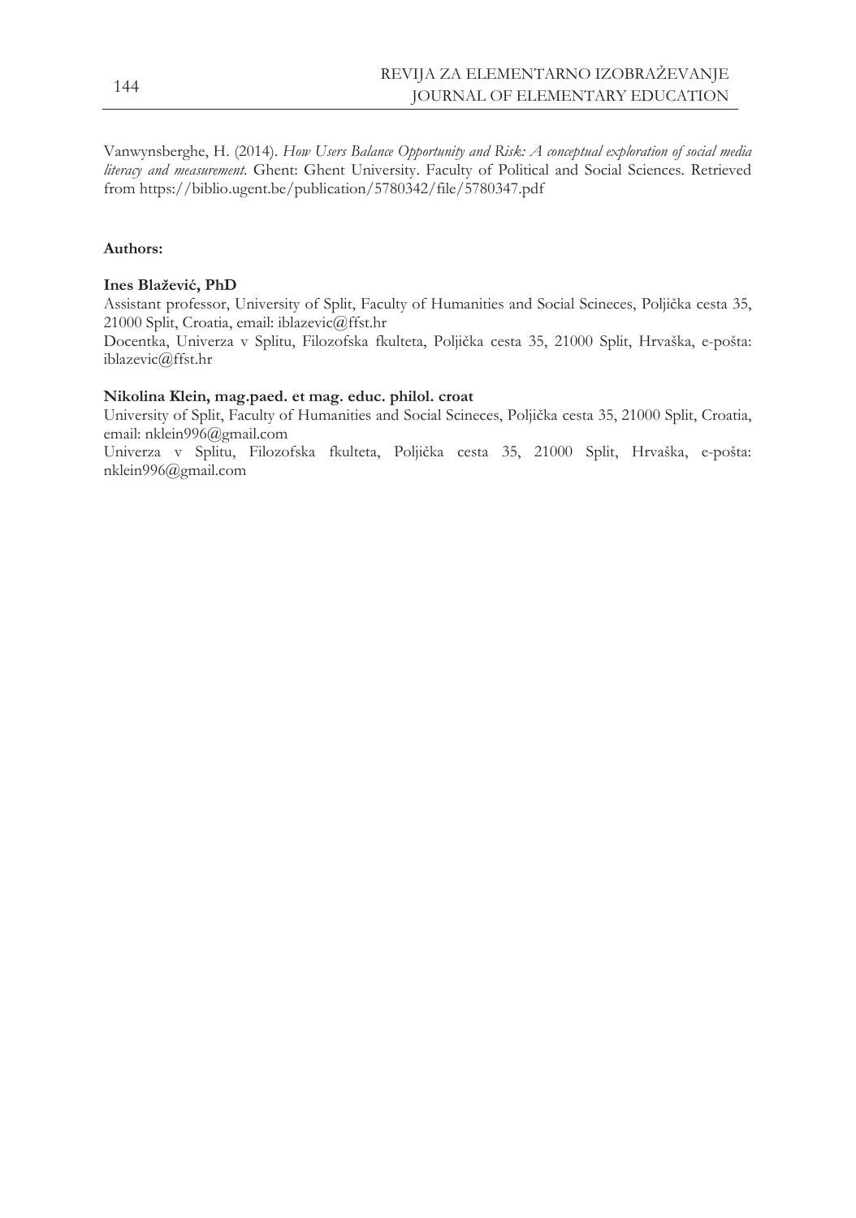Vanwynsberghe, H. (2014). *How Users Balance Opportunity and Risk: A conceptual exploration of social media literacy and measurement*. Ghent: Ghent University. Faculty of Political and Social Sciences. Retrieved from https://biblio.ugent.be/publication/5780342/file/5780347.pdf

**Authors:**

**Ines Blažević, PhD**

Assistant professor, University of Split, Faculty of Humanities and Social Scineces, Poljička cesta 35, 21000 Split, Croatia, email: iblazevic@ffst.hr

Docentka, Univerza v Splitu, Filozofska fkulteta, Poljička cesta 35, 21000 Split, Hrvaška, e-pošta: iblazevic@ffst.hr

**Nikolina Klein, mag.paed. et mag. educ. philol. croat**

University of Split, Faculty of Humanities and Social Scineces, Poljička cesta 35, 21000 Split, Croatia, email: nklein996@gmail.com

Univerza v Splitu, Filozofska fkulteta, Poljička cesta 35, 21000 Split, Hrvaška, e-pošta: nklein996@gmail.com